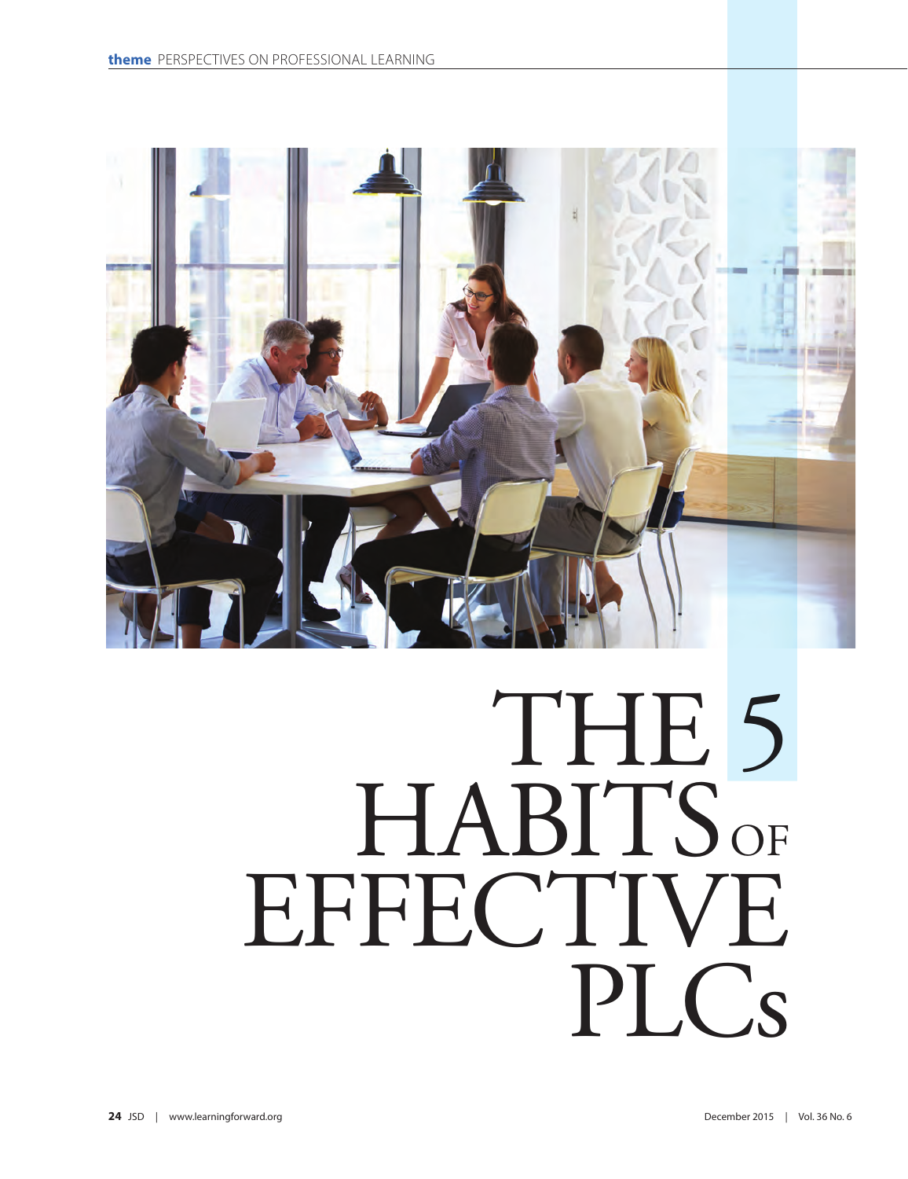theme PERSPECTIVES ON PROFESSIONAL LEARNING

# THE 5 HABITS OF EFFECTIVE PLCs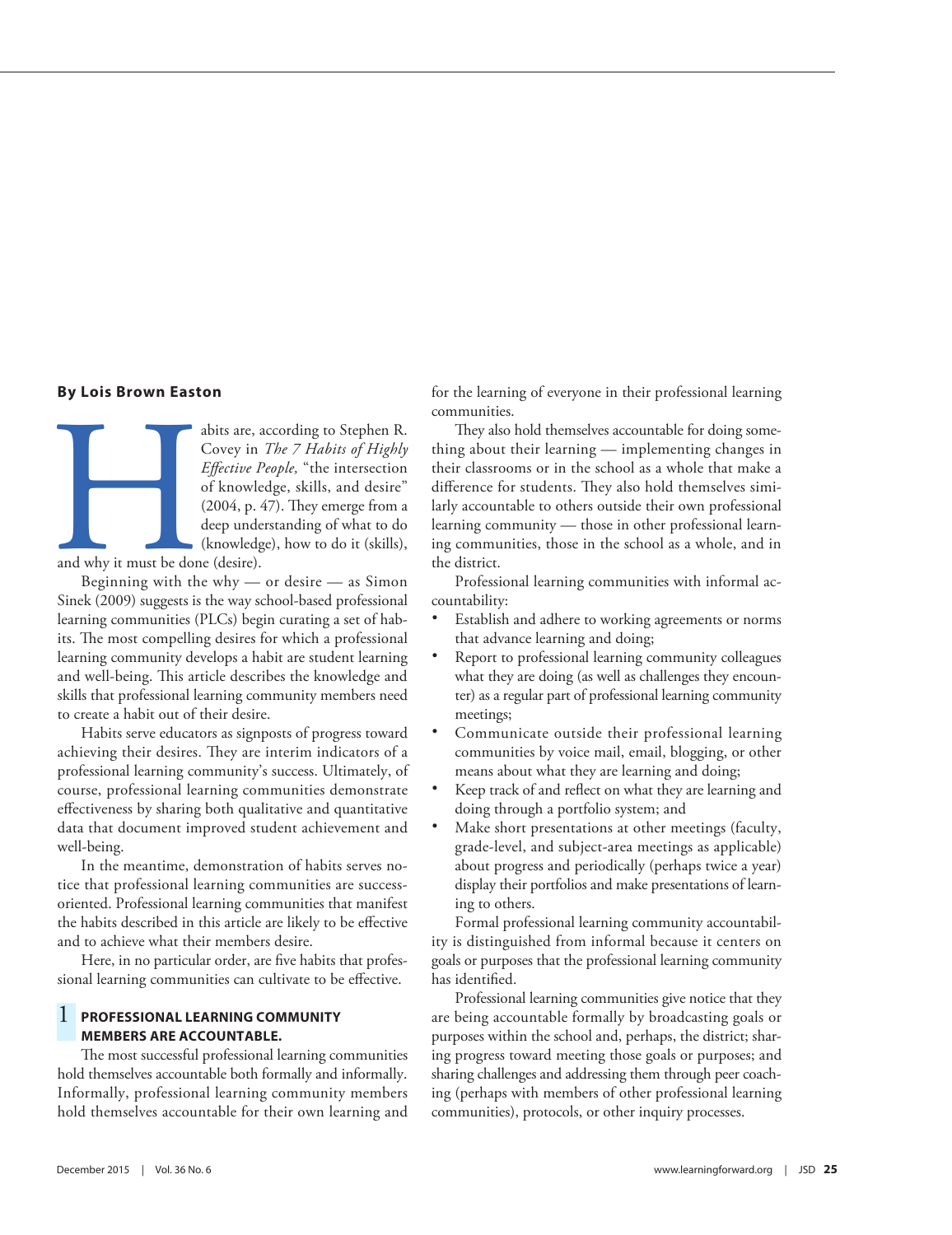**By Lois Brown Easton**

Habits are, according to Stephen R. Covey in *The 7 Habits of Highly Effective People,* "the intersection of knowledge, skills, and desire" (2004, p. 47). They emerge from a deep understanding of what to do (knowledge), how to do it (skills), and why it must be done (desire).

Beginning with the why — or desire — as Simon Sinek (2009) suggests is the way school-based professional learning communities (PLCs) begin curating a set of habits. The most compelling desires for which a professional learning community develops a habit are student learning and well-being. This article describes the knowledge and skills that professional learning community members need to create a habit out of their desire.

Habits serve educators as signposts of progress toward achieving their desires. They are interim indicators of a professional learning community's success. Ultimately, of course, professional learning communities demonstrate effectiveness by sharing both qualitative and quantitative data that document improved student achievement and well-being.

In the meantime, demonstration of habits serves notice that professional learning communities are success-oriented. Professional learning communities that manifest the habits described in this article are likely to be effective and to achieve what their members desire.

Here, in no particular order, are five habits that professional learning communities can cultivate to be effective.

## 1 PROFESSIONAL LEARNING COMMUNITY MEMBERS ARE ACCOUNTABLE.

The most successful professional learning communities hold themselves accountable both formally and informally. Informally, professional learning community members hold themselves accountable for their own learning and for the learning of everyone in their professional learning communities.

They also hold themselves accountable for doing something about their learning — implementing changes in their classrooms or in the school as a whole that make a difference for students. They also hold themselves similarly accountable to others outside their own professional learning community — those in other professional learning communities, those in the school as a whole, and in the district.

Professional learning communities with informal accountability:

- Establish and adhere to working agreements or norms that advance learning and doing;
- Report to professional learning community colleagues what they are doing (as well as challenges they encounter) as a regular part of professional learning community meetings;
- Communicate outside their professional learning communities by voice mail, email, blogging, or other means about what they are learning and doing;
- Keep track of and reflect on what they are learning and doing through a portfolio system; and
- Make short presentations at other meetings (faculty, grade-level, and subject-area meetings as applicable) about progress and periodically (perhaps twice a year) display their portfolios and make presentations of learning to others.

Formal professional learning community accountability is distinguished from informal because it centers on goals or purposes that the professional learning community has identified.

Professional learning communities give notice that they are being accountable formally by broadcasting goals or purposes within the school and, perhaps, the district; sharing progress toward meeting those goals or purposes; and sharing challenges and addressing them through peer coaching (perhaps with members of other professional learning communities), protocols, or other inquiry processes.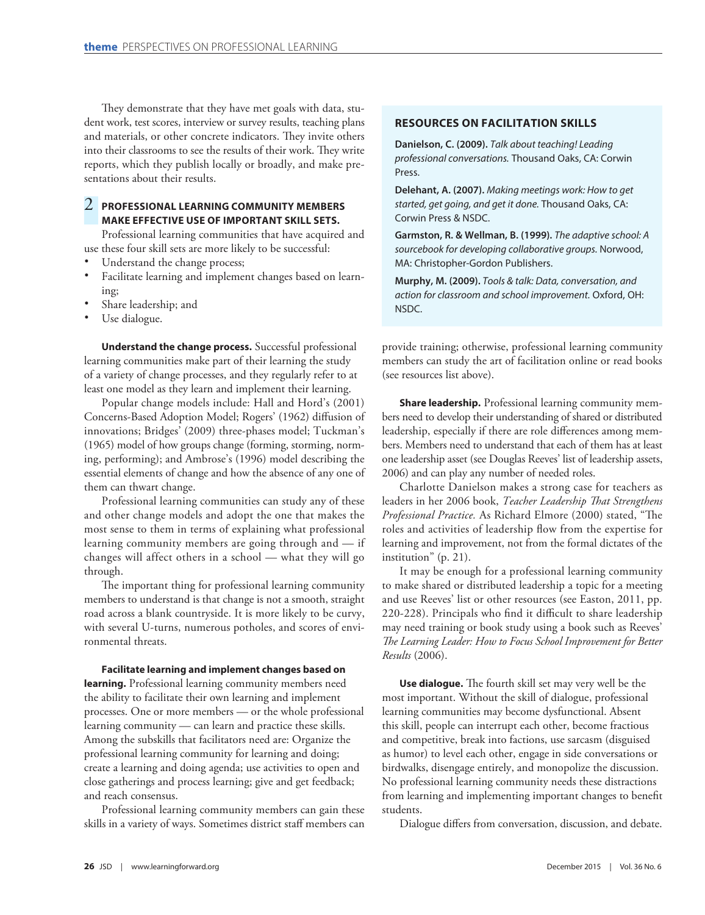They demonstrate that they have met goals with data, student work, test scores, interview or survey results, teaching plans and materials, or other concrete indicators. They invite others into their classrooms to see the results of their work. They write reports, which they publish locally or broadly, and make presentations about their results.

## 2 PROFESSIONAL LEARNING COMMUNITY MEMBERS MAKE EFFECTIVE USE OF IMPORTANT SKILL SETS.

Professional learning communities that have acquired and use these four skill sets are more likely to be successful:

- Understand the change process;
- Facilitate learning and implement changes based on learning;
- Share leadership; and
- Use dialogue.

**Understand the change process.** Successful professional learning communities make part of their learning the study of a variety of change processes, and they regularly refer to at least one model as they learn and implement their learning.

Popular change models include: Hall and Hord's (2001) Concerns-Based Adoption Model; Rogers' (1962) diffusion of innovations; Bridges' (2009) three-phases model; Tuckman's (1965) model of how groups change (forming, storming, norming, performing); and Ambrose's (1996) model describing the essential elements of change and how the absence of any one of them can thwart change.

Professional learning communities can study any of these and other change models and adopt the one that makes the most sense to them in terms of explaining what professional learning community members are going through and — if changes will affect others in a school — what they will go through.

The important thing for professional learning community members to understand is that change is not a smooth, straight road across a blank countryside. It is more likely to be curvy, with several U-turns, numerous potholes, and scores of environmental threats.

**Facilitate learning and implement changes based on learning.** Professional learning community members need the ability to facilitate their own learning and implement processes. One or more members — or the whole professional learning community — can learn and practice these skills. Among the subskills that facilitators need are: Organize the professional learning community for learning and doing; create a learning and doing agenda; use activities to open and close gatherings and process learning; give and get feedback; and reach consensus.

Professional learning community members can gain these skills in a variety of ways. Sometimes district staff members can provide training; otherwise, professional learning community members can study the art of facilitation online or read books (see resources list above).

### RESOURCES ON FACILITATION SKILLS

**Danielson, C. (2009).** *Talk about teaching! Leading professional conversations.* Thousand Oaks, CA: Corwin Press.

**Delehant, A. (2007).** *Making meetings work: How to get started, get going, and get it done.* Thousand Oaks, CA: Corwin Press & NSDC.

**Garmston, R. & Wellman, B. (1999).** *The adaptive school: A sourcebook for developing collaborative groups.* Norwood, MA: Christopher-Gordon Publishers.

**Murphy, M. (2009).** *Tools & talk: Data, conversation, and action for classroom and school improvement.* Oxford, OH: NSDC.

**Share leadership.** Professional learning community members need to develop their understanding of shared or distributed leadership, especially if there are role differences among members. Members need to understand that each of them has at least one leadership asset (see Douglas Reeves' list of leadership assets, 2006) and can play any number of needed roles.

Charlotte Danielson makes a strong case for teachers as leaders in her 2006 book, *Teacher Leadership That Strengthens Professional Practice.* As Richard Elmore (2000) stated, "The roles and activities of leadership flow from the expertise for learning and improvement, not from the formal dictates of the institution" (p. 21).

It may be enough for a professional learning community to make shared or distributed leadership a topic for a meeting and use Reeves' list or other resources (see Easton, 2011, pp. 220-228). Principals who find it difficult to share leadership may need training or book study using a book such as Reeves' *The Learning Leader: How to Focus School Improvement for Better Results* (2006).

**Use dialogue.** The fourth skill set may very well be the most important. Without the skill of dialogue, professional learning communities may become dysfunctional. Absent this skill, people can interrupt each other, become fractious and competitive, break into factions, use sarcasm (disguised as humor) to level each other, engage in side conversations or birdwalks, disengage entirely, and monopolize the discussion. No professional learning community needs these distractions from learning and implementing important changes to benefit students.

Dialogue differs from conversation, discussion, and debate.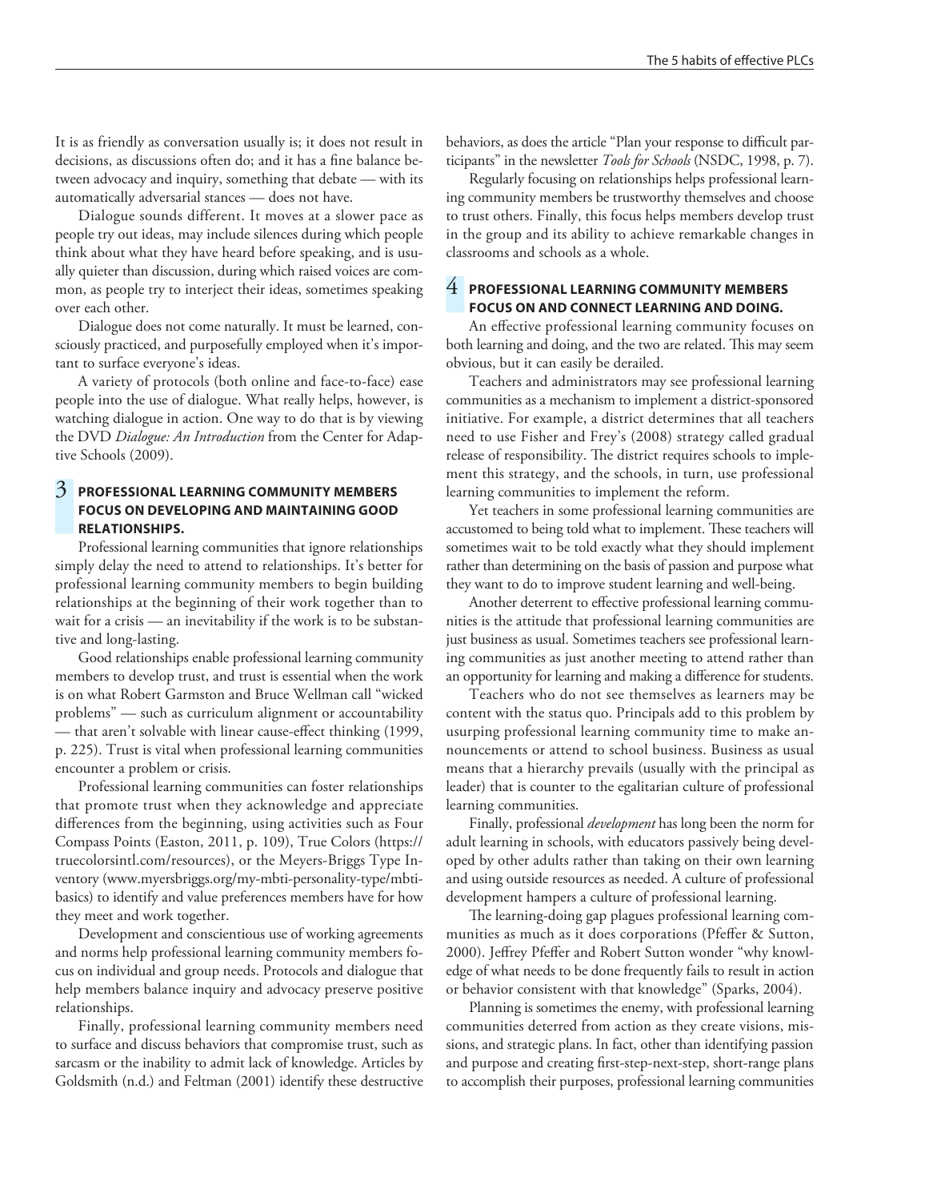It is as friendly as conversation usually is; it does not result in decisions, as discussions often do; and it has a fine balance between advocacy and inquiry, something that debate — with its automatically adversarial stances — does not have.

Dialogue sounds different. It moves at a slower pace as people try out ideas, may include silences during which people think about what they have heard before speaking, and is usually quieter than discussion, during which raised voices are common, as people try to interject their ideas, sometimes speaking over each other.

Dialogue does not come naturally. It must be learned, consciously practiced, and purposefully employed when it's important to surface everyone's ideas.

A variety of protocols (both online and face-to-face) ease people into the use of dialogue. What really helps, however, is watching dialogue in action. One way to do that is by viewing the DVD *Dialogue: An Introduction* from the Center for Adaptive Schools (2009).

## 3 PROFESSIONAL LEARNING COMMUNITY MEMBERS FOCUS ON DEVELOPING AND MAINTAINING GOOD RELATIONSHIPS.

Professional learning communities that ignore relationships simply delay the need to attend to relationships. It's better for professional learning community members to begin building relationships at the beginning of their work together than to wait for a crisis — an inevitability if the work is to be substantive and long-lasting.

Good relationships enable professional learning community members to develop trust, and trust is essential when the work is on what Robert Garmston and Bruce Wellman call "wicked problems" — such as curriculum alignment or accountability — that aren't solvable with linear cause-effect thinking (1999, p. 225). Trust is vital when professional learning communities encounter a problem or crisis.

Professional learning communities can foster relationships that promote trust when they acknowledge and appreciate differences from the beginning, using activities such as Four Compass Points (Easton, 2011, p. 109), True Colors (https://truecolorsintl.com/resources), or the Meyers-Briggs Type Inventory (www.myersbriggs.org/my-mbti-personality-type/mbti-basics) to identify and value preferences members have for how they meet and work together.

Development and conscientious use of working agreements and norms help professional learning community members focus on individual and group needs. Protocols and dialogue that help members balance inquiry and advocacy preserve positive relationships.

Finally, professional learning community members need to surface and discuss behaviors that compromise trust, such as sarcasm or the inability to admit lack of knowledge. Articles by Goldsmith (n.d.) and Feltman (2001) identify these destructive behaviors, as does the article "Plan your response to difficult participants" in the newsletter *Tools for Schools* (NSDC, 1998, p. 7).

Regularly focusing on relationships helps professional learning community members be trustworthy themselves and choose to trust others. Finally, this focus helps members develop trust in the group and its ability to achieve remarkable changes in classrooms and schools as a whole.

## 4 PROFESSIONAL LEARNING COMMUNITY MEMBERS FOCUS ON AND CONNECT LEARNING AND DOING.

An effective professional learning community focuses on both learning and doing, and the two are related. This may seem obvious, but it can easily be derailed.

Teachers and administrators may see professional learning communities as a mechanism to implement a district-sponsored initiative. For example, a district determines that all teachers need to use Fisher and Frey's (2008) strategy called gradual release of responsibility. The district requires schools to implement this strategy, and the schools, in turn, use professional learning communities to implement the reform.

Yet teachers in some professional learning communities are accustomed to being told what to implement. These teachers will sometimes wait to be told exactly what they should implement rather than determining on the basis of passion and purpose what they want to do to improve student learning and well-being.

Another deterrent to effective professional learning communities is the attitude that professional learning communities are just business as usual. Sometimes teachers see professional learning communities as just another meeting to attend rather than an opportunity for learning and making a difference for students.

Teachers who do not see themselves as learners may be content with the status quo. Principals add to this problem by usurping professional learning community time to make announcements or attend to school business. Business as usual means that a hierarchy prevails (usually with the principal as leader) that is counter to the egalitarian culture of professional learning communities.

Finally, professional *development* has long been the norm for adult learning in schools, with educators passively being developed by other adults rather than taking on their own learning and using outside resources as needed. A culture of professional development hampers a culture of professional learning.

The learning-doing gap plagues professional learning communities as much as it does corporations (Pfeffer & Sutton, 2000). Jeffrey Pfeffer and Robert Sutton wonder "why knowledge of what needs to be done frequently fails to result in action or behavior consistent with that knowledge" (Sparks, 2004).

Planning is sometimes the enemy, with professional learning communities deterred from action as they create visions, missions, and strategic plans. In fact, other than identifying passion and purpose and creating first-step-next-step, short-range plans to accomplish their purposes, professional learning communities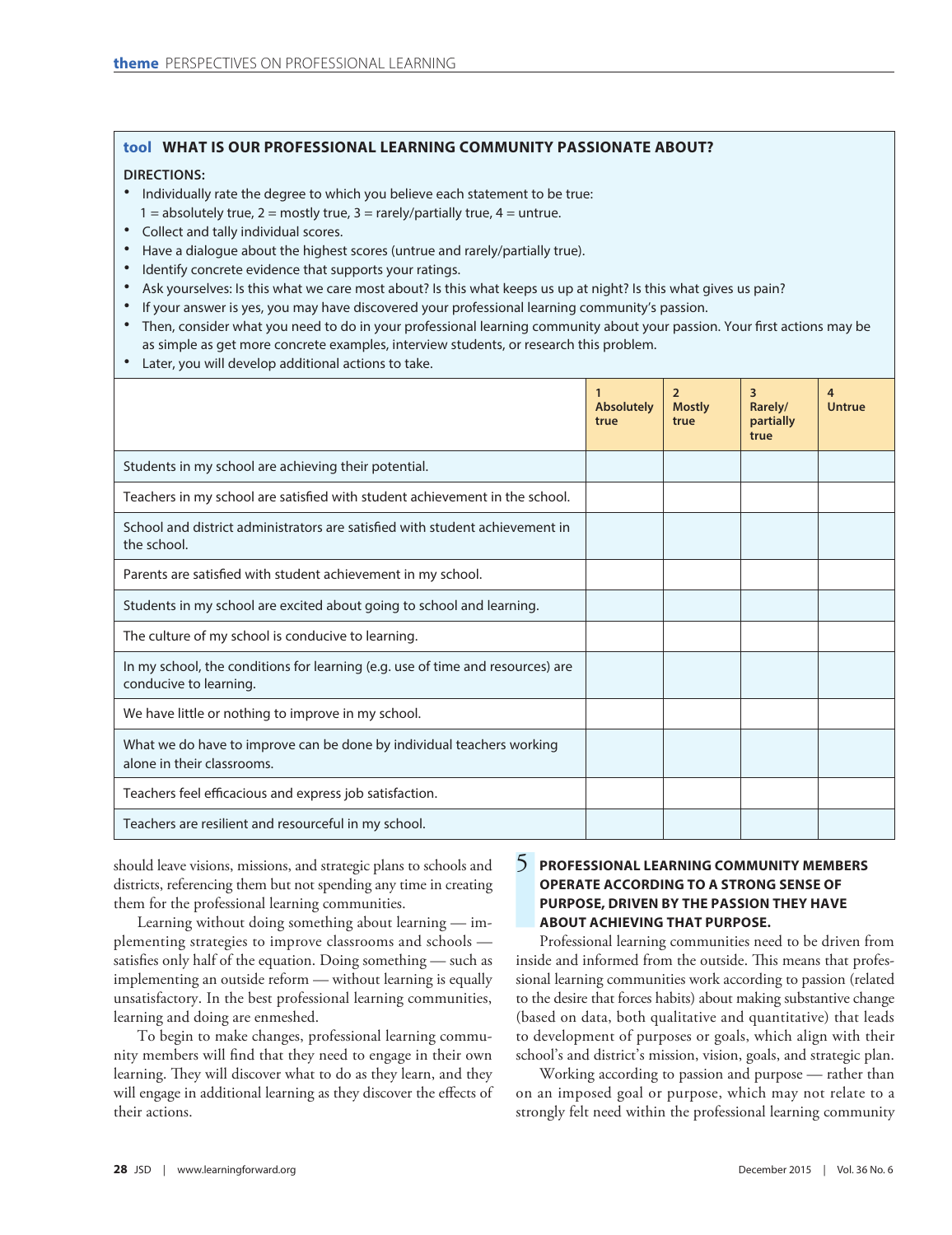## tool WHAT IS OUR PROFESSIONAL LEARNING COMMUNITY PASSIONATE ABOUT?

**DIRECTIONS:**

- Individually rate the degree to which you believe each statement to be true:
  1 = absolutely true, 2 = mostly true, 3 = rarely/partially true, 4 = untrue.
- Collect and tally individual scores.
- Have a dialogue about the highest scores (untrue and rarely/partially true).
- Identify concrete evidence that supports your ratings.
- Ask yourselves: Is this what we care most about? Is this what keeps us up at night? Is this what gives us pain?
- If your answer is yes, you may have discovered your professional learning community's passion.
- Then, consider what you need to do in your professional learning community about your passion. Your first actions may be as simple as get more concrete examples, interview students, or research this problem.
- Later, you will develop additional actions to take.

| | 1 Absolutely true | 2 Mostly true | 3 Rarely/ partially true | 4 Untrue |
|---|---|---|---|---|
| Students in my school are achieving their potential. | | | | |
| Teachers in my school are satisfied with student achievement in the school. | | | | |
| School and district administrators are satisfied with student achievement in the school. | | | | |
| Parents are satisfied with student achievement in my school. | | | | |
| Students in my school are excited about going to school and learning. | | | | |
| The culture of my school is conducive to learning. | | | | |
| In my school, the conditions for learning (e.g. use of time and resources) are conducive to learning. | | | | |
| We have little or nothing to improve in my school. | | | | |
| What we do have to improve can be done by individual teachers working alone in their classrooms. | | | | |
| Teachers feel efficacious and express job satisfaction. | | | | |
| Teachers are resilient and resourceful in my school. | | | | |

should leave visions, missions, and strategic plans to schools and districts, referencing them but not spending any time in creating them for the professional learning communities.

Learning without doing something about learning — implementing strategies to improve classrooms and schools — satisfies only half of the equation. Doing something — such as implementing an outside reform — without learning is equally unsatisfactory. In the best professional learning communities, learning and doing are enmeshed.

To begin to make changes, professional learning community members will find that they need to engage in their own learning. They will discover what to do as they learn, and they will engage in additional learning as they discover the effects of their actions.

### 5 PROFESSIONAL LEARNING COMMUNITY MEMBERS OPERATE ACCORDING TO A STRONG SENSE OF PURPOSE, DRIVEN BY THE PASSION THEY HAVE ABOUT ACHIEVING THAT PURPOSE.

Professional learning communities need to be driven from inside and informed from the outside. This means that professional learning communities work according to passion (related to the desire that forces habits) about making substantive change (based on data, both qualitative and quantitative) that leads to development of purposes or goals, which align with their school's and district's mission, vision, goals, and strategic plan.

Working according to passion and purpose — rather than on an imposed goal or purpose, which may not relate to a strongly felt need within the professional learning community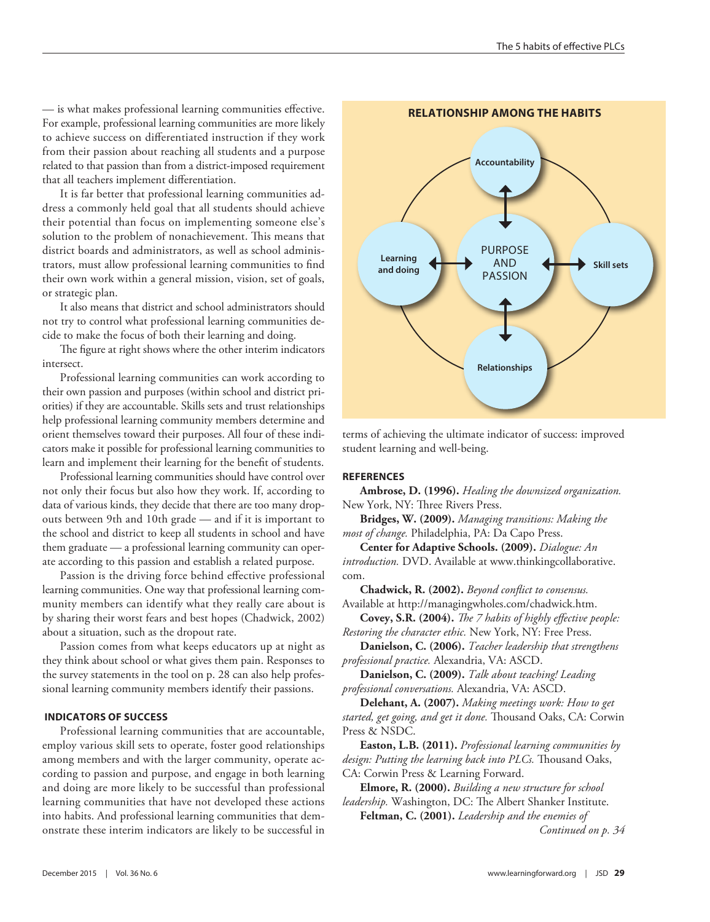— is what makes professional learning communities effective. For example, professional learning communities are more likely to achieve success on differentiated instruction if they work from their passion about reaching all students and a purpose related to that passion than from a district-imposed requirement that all teachers implement differentiation.

It is far better that professional learning communities address a commonly held goal that all students should achieve their potential than focus on implementing someone else's solution to the problem of nonachievement. This means that district boards and administrators, as well as school administrators, must allow professional learning communities to find their own work within a general mission, vision, set of goals, or strategic plan.

It also means that district and school administrators should not try to control what professional learning communities decide to make the focus of both their learning and doing.

The figure at right shows where the other interim indicators intersect.

Professional learning communities can work according to their own passion and purposes (within school and district priorities) if they are accountable. Skills sets and trust relationships help professional learning community members determine and orient themselves toward their purposes. All four of these indicators make it possible for professional learning communities to learn and implement their learning for the benefit of students.

Professional learning communities should have control over not only their focus but also how they work. If, according to data of various kinds, they decide that there are too many dropouts between 9th and 10th grade — and if it is important to the school and district to keep all students in school and have them graduate — a professional learning community can operate according to this passion and establish a related purpose.

Passion is the driving force behind effective professional learning communities. One way that professional learning community members can identify what they really care about is by sharing their worst fears and best hopes (Chadwick, 2002) about a situation, such as the dropout rate.

Passion comes from what keeps educators up at night as they think about school or what gives them pain. Responses to the survey statements in the tool on p. 28 can also help professional learning community members identify their passions.

### INDICATORS OF SUCCESS

Professional learning communities that are accountable, employ various skill sets to operate, foster good relationships among members and with the larger community, operate according to passion and purpose, and engage in both learning and doing are more likely to be successful than professional learning communities that have not developed these actions into habits. And professional learning communities that demonstrate these interim indicators are likely to be successful in terms of achieving the ultimate indicator of success: improved student learning and well-being.

**RELATIONSHIP AMONG THE HABITS**

- Center: PURPOSE AND PASSION
- Top: Accountability
- Left: Learning and doing
- Right: Skill sets
- Bottom: Relationships

### REFERENCES

**Ambrose, D. (1996).** *Healing the downsized organization.* New York, NY: Three Rivers Press.

**Bridges, W. (2009).** *Managing transitions: Making the most of change.* Philadelphia, PA: Da Capo Press.

**Center for Adaptive Schools. (2009).** *Dialogue: An introduction.* DVD. Available at www.thinkingcollaborative.com.

**Chadwick, R. (2002).** *Beyond conflict to consensus.* Available at http://managingwholes.com/chadwick.htm.

**Covey, S.R. (2004).** *The 7 habits of highly effective people: Restoring the character ethic.* New York, NY: Free Press.

**Danielson, C. (2006).** *Teacher leadership that strengthens professional practice.* Alexandria, VA: ASCD.

**Danielson, C. (2009).** *Talk about teaching! Leading professional conversations.* Alexandria, VA: ASCD.

**Delehant, A. (2007).** *Making meetings work: How to get started, get going, and get it done.* Thousand Oaks, CA: Corwin Press & NSDC.

**Easton, L.B. (2011).** *Professional learning communities by design: Putting the learning back into PLCs.* Thousand Oaks, CA: Corwin Press & Learning Forward.

**Elmore, R. (2000).** *Building a new structure for school leadership.* Washington, DC: The Albert Shanker Institute.

**Feltman, C. (2001).** *Leadership and the enemies of*

*Continued on p. 34*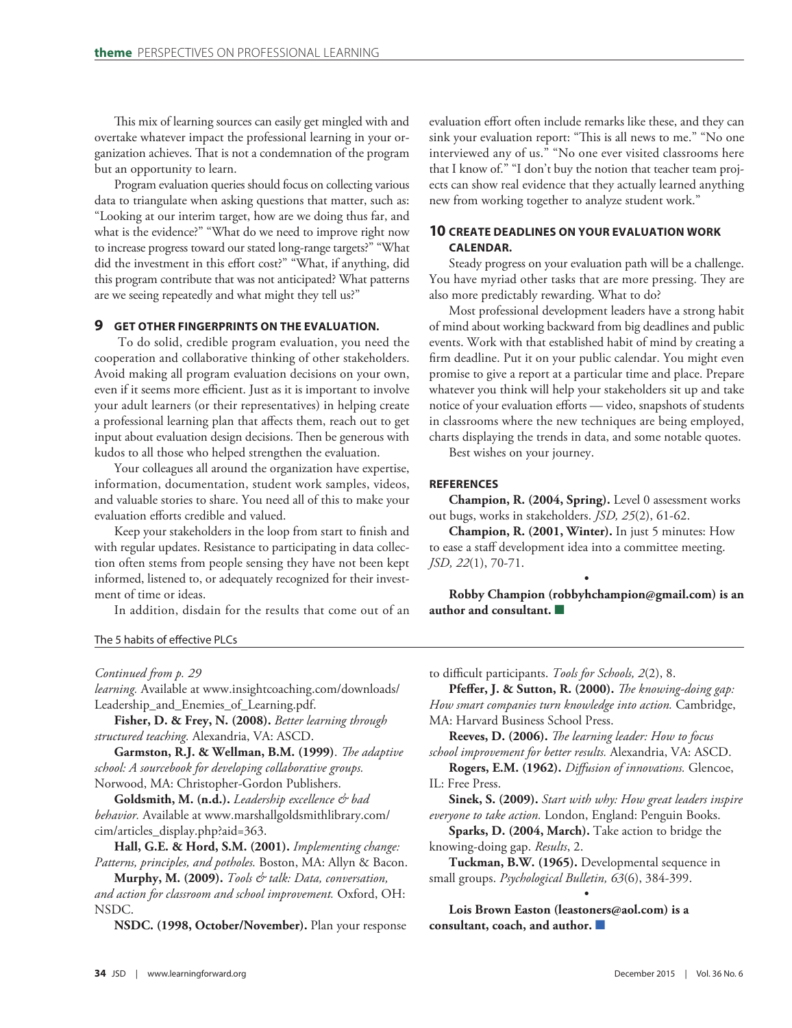This mix of learning sources can easily get mingled with and overtake whatever impact the professional learning in your organization achieves. That is not a condemnation of the program but an opportunity to learn.

Program evaluation queries should focus on collecting various data to triangulate when asking questions that matter, such as: "Looking at our interim target, how are we doing thus far, and what is the evidence?" "What do we need to improve right now to increase progress toward our stated long-range targets?" "What did the investment in this effort cost?" "What, if anything, did this program contribute that was not anticipated? What patterns are we seeing repeatedly and what might they tell us?"

## 9 GET OTHER FINGERPRINTS ON THE EVALUATION.

To do solid, credible program evaluation, you need the cooperation and collaborative thinking of other stakeholders. Avoid making all program evaluation decisions on your own, even if it seems more efficient. Just as it is important to involve your adult learners (or their representatives) in helping create a professional learning plan that affects them, reach out to get input about evaluation design decisions. Then be generous with kudos to all those who helped strengthen the evaluation.

Your colleagues all around the organization have expertise, information, documentation, student work samples, videos, and valuable stories to share. You need all of this to make your evaluation efforts credible and valued.

Keep your stakeholders in the loop from start to finish and with regular updates. Resistance to participating in data collection often stems from people sensing they have not been kept informed, listened to, or adequately recognized for their investment of time or ideas.

In addition, disdain for the results that come out of an evaluation effort often include remarks like these, and they can sink your evaluation report: "This is all news to me." "No one interviewed any of us." "No one ever visited classrooms here that I know of." "I don't buy the notion that teacher team projects can show real evidence that they actually learned anything new from working together to analyze student work."

## 10 CREATE DEADLINES ON YOUR EVALUATION WORK CALENDAR.

Steady progress on your evaluation path will be a challenge. You have myriad other tasks that are more pressing. They are also more predictably rewarding. What to do?

Most professional development leaders have a strong habit of mind about working backward from big deadlines and public events. Work with that established habit of mind by creating a firm deadline. Put it on your public calendar. You might even promise to give a report at a particular time and place. Prepare whatever you think will help your stakeholders sit up and take notice of your evaluation efforts — video, snapshots of students in classrooms where the new techniques are being employed, charts displaying the trends in data, and some notable quotes.

Best wishes on your journey.

### REFERENCES

**Champion, R. (2004, Spring).** Level 0 assessment works out bugs, works in stakeholders. *JSD, 25*(2), 61-62.

**Champion, R. (2001, Winter).** In just 5 minutes: How to ease a staff development idea into a committee meeting. *JSD, 22*(1), 70-71.

•

**Robby Champion (robbyhchampion@gmail.com) is an author and consultant.**

---

The 5 habits of effective PLCs

*Continued from p. 29*

*learning.* Available at www.insightcoaching.com/downloads/Leadership_and_Enemies_of_Learning.pdf.

**Fisher, D. & Frey, N. (2008).** *Better learning through structured teaching.* Alexandria, VA: ASCD.

**Garmston, R.J. & Wellman, B.M. (1999)**. *The adaptive school: A sourcebook for developing collaborative groups.* Norwood, MA: Christopher-Gordon Publishers.

**Goldsmith, M. (n.d.).** *Leadership excellence & bad behavior.* Available at www.marshallgoldsmithlibrary.com/cim/articles_display.php?aid=363.

**Hall, G.E. & Hord, S.M. (2001).** *Implementing change: Patterns, principles, and potholes.* Boston, MA: Allyn & Bacon.

**Murphy, M. (2009).** *Tools & talk: Data, conversation, and action for classroom and school improvement.* Oxford, OH: NSDC.

**NSDC. (1998, October/November).** Plan your response to difficult participants. *Tools for Schools, 2*(2), 8.

**Pfeffer, J. & Sutton, R. (2000).** *The knowing-doing gap: How smart companies turn knowledge into action.* Cambridge, MA: Harvard Business School Press.

**Reeves, D. (2006).** *The learning leader: How to focus school improvement for better results.* Alexandria, VA: ASCD.

**Rogers, E.M. (1962).** *Diffusion of innovations.* Glencoe, IL: Free Press.

**Sinek, S. (2009).** *Start with why: How great leaders inspire everyone to take action.* London, England: Penguin Books.

**Sparks, D. (2004, March).** Take action to bridge the knowing-doing gap. *Results*, 2.

**Tuckman, B.W. (1965).** Developmental sequence in small groups. *Psychological Bulletin, 63*(6), 384-399.

•

**Lois Brown Easton (leastoners@aol.com) is a consultant, coach, and author.**